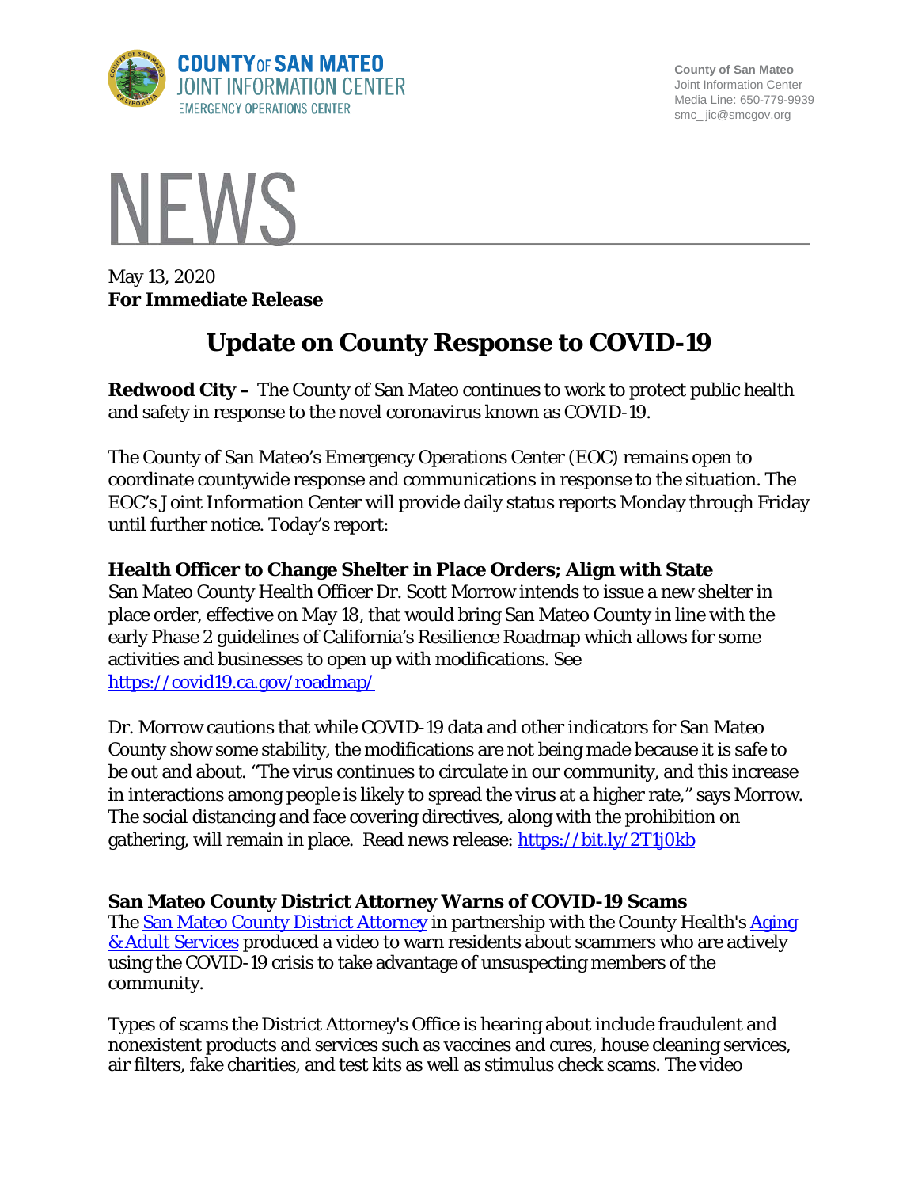**COUNTY OF SAN MATEO**
**JOINT INFORMATION CENTER**
EMERGENCY OPERATIONS CENTER

**County of San Mateo**
Joint Information Center
Media Line: 650-779-9939
smc_ jic@smcgov.org

# NEWS

May 13, 2020
**For Immediate Release**

## Update on County Response to COVID-19

**Redwood City –** The County of San Mateo continues to work to protect public health and safety in response to the novel coronavirus known as COVID-19.

The County of San Mateo's Emergency Operations Center (EOC) remains open to coordinate countywide response and communications in response to the situation. The EOC's Joint Information Center will provide daily status reports Monday through Friday until further notice. Today's report:

### Health Officer to Change Shelter in Place Orders; Align with State

San Mateo County Health Officer Dr. Scott Morrow intends to issue a new shelter in place order, effective on May 18, that would bring San Mateo County in line with the early Phase 2 guidelines of California's Resilience Roadmap which allows for some activities and businesses to open up with modifications. See https://covid19.ca.gov/roadmap/

Dr. Morrow cautions that while COVID-19 data and other indicators for San Mateo County show some stability, the modifications are not being made because it is safe to be out and about. "The virus continues to circulate in our community, and this increase in interactions among people is likely to spread the virus at a higher rate," says Morrow. The social distancing and face covering directives, along with the prohibition on gathering, will remain in place. Read news release: https://bit.ly/2T1j0kb

### San Mateo County District Attorney Warns of COVID-19 Scams

The San Mateo County District Attorney in partnership with the County Health's Aging & Adult Services produced a video to warn residents about scammers who are actively using the COVID-19 crisis to take advantage of unsuspecting members of the community.

Types of scams the District Attorney's Office is hearing about include fraudulent and nonexistent products and services such as vaccines and cures, house cleaning services, air filters, fake charities, and test kits as well as stimulus check scams. The video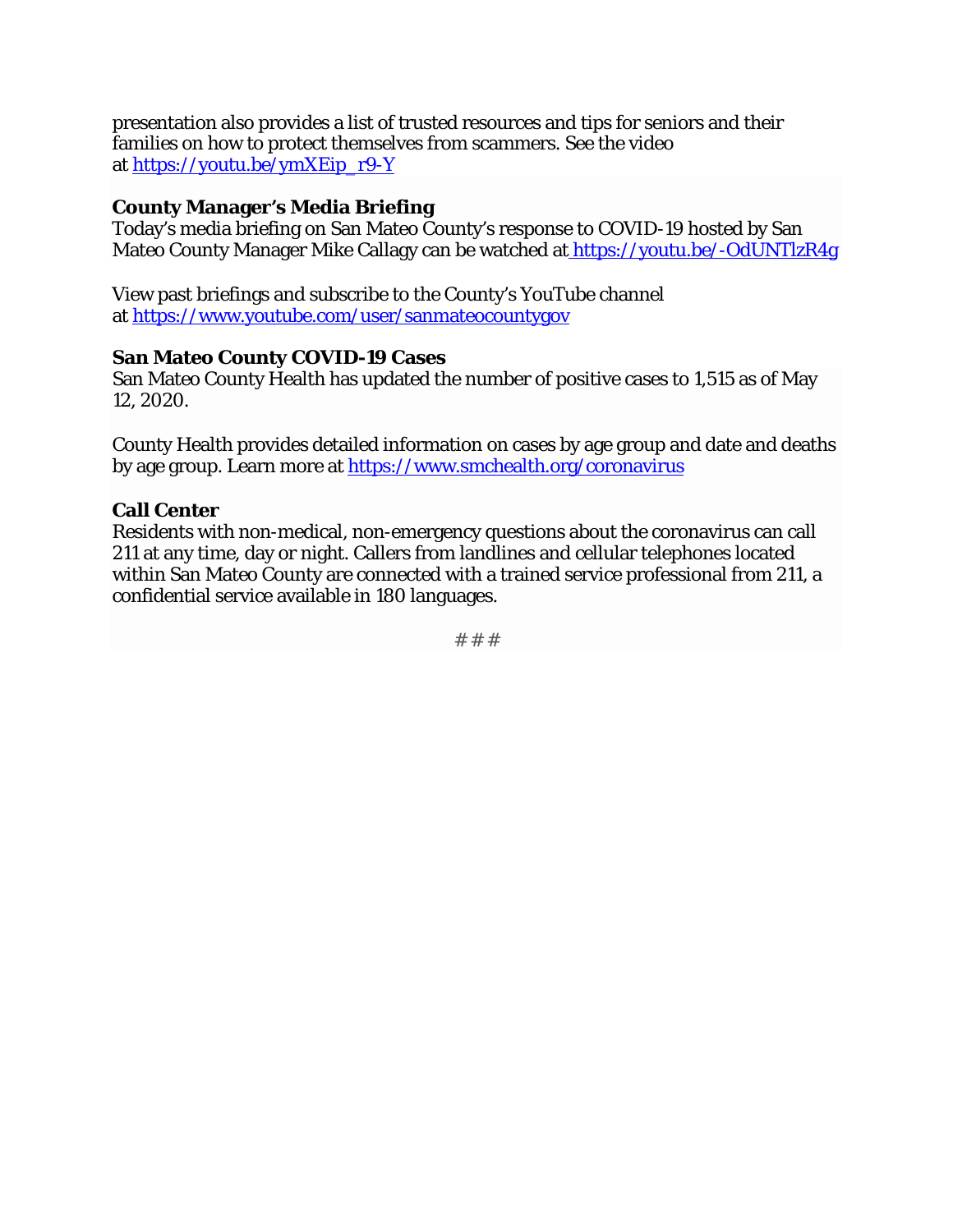presentation also provides a list of trusted resources and tips for seniors and their families on how to protect themselves from scammers. See the video at [https://youtu.be/ymXEip_r9-Y](https://youtu.be/ymXEip_r9-Y)

**County Manager's Media Briefing**
Today's media briefing on San Mateo County's response to COVID-19 hosted by San Mateo County Manager Mike Callagy can be watched at [https://youtu.be/-OdUNTlzR4g](https://youtu.be/-OdUNTlzR4g)

View past briefings and subscribe to the County's YouTube channel at [https://www.youtube.com/user/sanmateocountygov](https://www.youtube.com/user/sanmateocountygov)

**San Mateo County COVID-19 Cases**
San Mateo County Health has updated the number of positive cases to 1,515 as of May 12, 2020.

County Health provides detailed information on cases by age group and date and deaths by age group. Learn more at [https://www.smchealth.org/coronavirus](https://www.smchealth.org/coronavirus)

**Call Center**
Residents with non-medical, non-emergency questions about the coronavirus can call 211 at any time, day or night. Callers from landlines and cellular telephones located within San Mateo County are connected with a trained service professional from 211, a confidential service available in 180 languages.

# # #